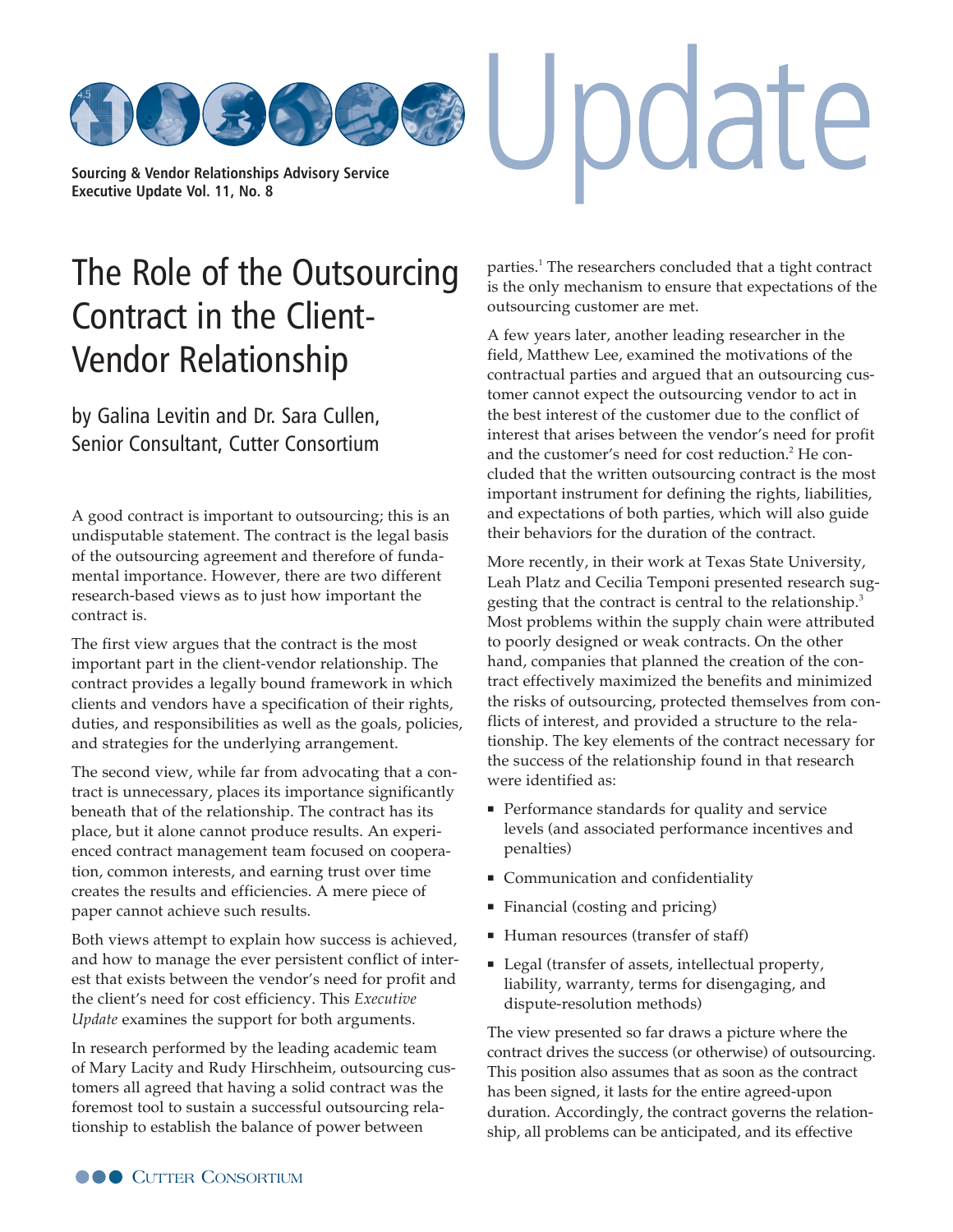Sourcing & Vendor Relationships Advisory Service
Executive Update Vol. 11, No. 8

# Update

# The Role of the Outsourcing Contract in the Client-Vendor Relationship

## by Galina Levitin and Dr. Sara Cullen, Senior Consultant, Cutter Consortium

A good contract is important to outsourcing; this is an undisputable statement. The contract is the legal basis of the outsourcing agreement and therefore of fundamental importance. However, there are two different research-based views as to just how important the contract is.

The first view argues that the contract is the most important part in the client-vendor relationship. The contract provides a legally bound framework in which clients and vendors have a specification of their rights, duties, and responsibilities as well as the goals, policies, and strategies for the underlying arrangement.

The second view, while far from advocating that a contract is unnecessary, places its importance significantly beneath that of the relationship. The contract has its place, but it alone cannot produce results. An experienced contract management team focused on cooperation, common interests, and earning trust over time creates the results and efficiencies. A mere piece of paper cannot achieve such results.

Both views attempt to explain how success is achieved, and how to manage the ever persistent conflict of interest that exists between the vendor's need for profit and the client's need for cost efficiency. This *Executive Update* examines the support for both arguments.

In research performed by the leading academic team of Mary Lacity and Rudy Hirschheim, outsourcing customers all agreed that having a solid contract was the foremost tool to sustain a successful outsourcing relationship to establish the balance of power between parties.[1] The researchers concluded that a tight contract is the only mechanism to ensure that expectations of the outsourcing customer are met.

A few years later, another leading researcher in the field, Matthew Lee, examined the motivations of the contractual parties and argued that an outsourcing customer cannot expect the outsourcing vendor to act in the best interest of the customer due to the conflict of interest that arises between the vendor's need for profit and the customer's need for cost reduction.[2] He concluded that the written outsourcing contract is the most important instrument for defining the rights, liabilities, and expectations of both parties, which will also guide their behaviors for the duration of the contract.

More recently, in their work at Texas State University, Leah Platz and Cecilia Temponi presented research suggesting that the contract is central to the relationship.[3] Most problems within the supply chain were attributed to poorly designed or weak contracts. On the other hand, companies that planned the creation of the contract effectively maximized the benefits and minimized the risks of outsourcing, protected themselves from conflicts of interest, and provided a structure to the relationship. The key elements of the contract necessary for the success of the relationship found in that research were identified as:

- Performance standards for quality and service levels (and associated performance incentives and penalties)
- Communication and confidentiality
- Financial (costing and pricing)
- Human resources (transfer of staff)
- Legal (transfer of assets, intellectual property, liability, warranty, terms for disengaging, and dispute-resolution methods)

The view presented so far draws a picture where the contract drives the success (or otherwise) of outsourcing. This position also assumes that as soon as the contract has been signed, it lasts for the entire agreed-upon duration. Accordingly, the contract governs the relationship, all problems can be anticipated, and its effective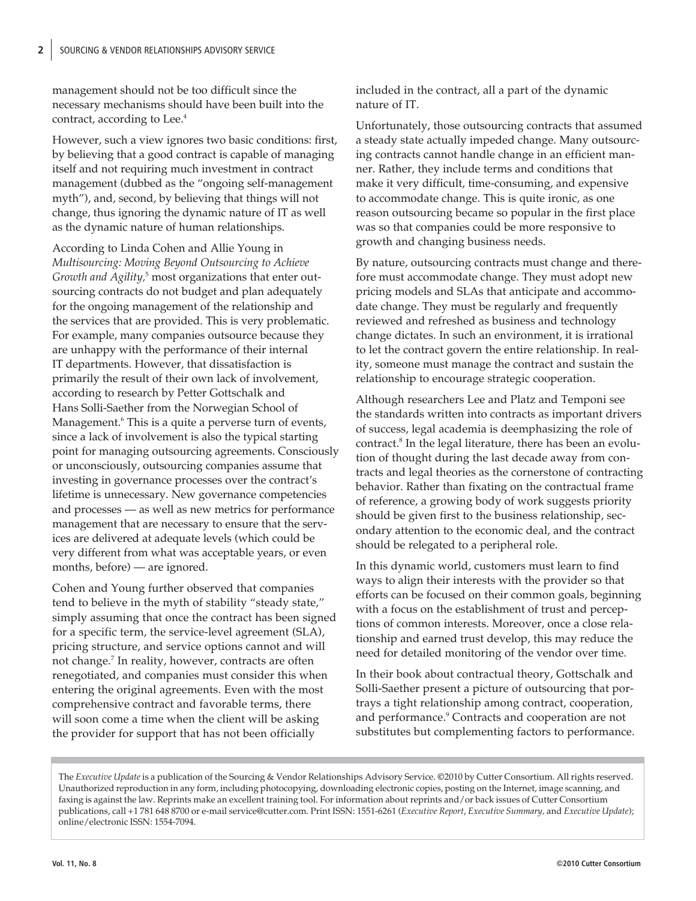management should not be too difficult since the necessary mechanisms should have been built into the contract, according to Lee.[4]

However, such a view ignores two basic conditions: first, by believing that a good contract is capable of managing itself and not requiring much investment in contract management (dubbed as the "ongoing self-management myth"), and, second, by believing that things will not change, thus ignoring the dynamic nature of IT as well as the dynamic nature of human relationships.

According to Linda Cohen and Allie Young in *Multisourcing: Moving Beyond Outsourcing to Achieve Growth and Agility*,[5] most organizations that enter outsourcing contracts do not budget and plan adequately for the ongoing management of the relationship and the services that are provided. This is very problematic. For example, many companies outsource because they are unhappy with the performance of their internal IT departments. However, that dissatisfaction is primarily the result of their own lack of involvement, according to research by Petter Gottschalk and Hans Solli-Saether from the Norwegian School of Management.[6] This is a quite a perverse turn of events, since a lack of involvement is also the typical starting point for managing outsourcing agreements. Consciously or unconsciously, outsourcing companies assume that investing in governance processes over the contract's lifetime is unnecessary. New governance competencies and processes — as well as new metrics for performance management that are necessary to ensure that the services are delivered at adequate levels (which could be very different from what was acceptable years, or even months, before) — are ignored.

Cohen and Young further observed that companies tend to believe in the myth of stability "steady state," simply assuming that once the contract has been signed for a specific term, the service-level agreement (SLA), pricing structure, and service options cannot and will not change.[7] In reality, however, contracts are often renegotiated, and companies must consider this when entering the original agreements. Even with the most comprehensive contract and favorable terms, there will soon come a time when the client will be asking the provider for support that has not been officially included in the contract, all a part of the dynamic nature of IT.

Unfortunately, those outsourcing contracts that assumed a steady state actually impeded change. Many outsourcing contracts cannot handle change in an efficient manner. Rather, they include terms and conditions that make it very difficult, time-consuming, and expensive to accommodate change. This is quite ironic, as one reason outsourcing became so popular in the first place was so that companies could be more responsive to growth and changing business needs.

By nature, outsourcing contracts must change and therefore must accommodate change. They must adopt new pricing models and SLAs that anticipate and accommodate change. They must be regularly and frequently reviewed and refreshed as business and technology change dictates. In such an environment, it is irrational to let the contract govern the entire relationship. In reality, someone must manage the contract and sustain the relationship to encourage strategic cooperation.

Although researchers Lee and Platz and Temponi see the standards written into contracts as important drivers of success, legal academia is deemphasizing the role of contract.[8] In the legal literature, there has been an evolution of thought during the last decade away from contracts and legal theories as the cornerstone of contracting behavior. Rather than fixating on the contractual frame of reference, a growing body of work suggests priority should be given first to the business relationship, secondary attention to the economic deal, and the contract should be relegated to a peripheral role.

In this dynamic world, customers must learn to find ways to align their interests with the provider so that efforts can be focused on their common goals, beginning with a focus on the establishment of trust and perceptions of common interests. Moreover, once a close relationship and earned trust develop, this may reduce the need for detailed monitoring of the vendor over time.

In their book about contractual theory, Gottschalk and Solli-Saether present a picture of outsourcing that portrays a tight relationship among contract, cooperation, and performance.[9] Contracts and cooperation are not substitutes but complementing factors to performance.

The *Executive Update* is a publication of the Sourcing & Vendor Relationships Advisory Service. ©2010 by Cutter Consortium. All rights reserved. Unauthorized reproduction in any form, including photocopying, downloading electronic copies, posting on the Internet, image scanning, and faxing is against the law. Reprints make an excellent training tool. For information about reprints and/or back issues of Cutter Consortium publications, call +1 781 648 8700 or e-mail service@cutter.com. Print ISSN: 1551-6261 (*Executive Report*, *Executive Summary*, and *Executive Update*); online/electronic ISSN: 1554-7094.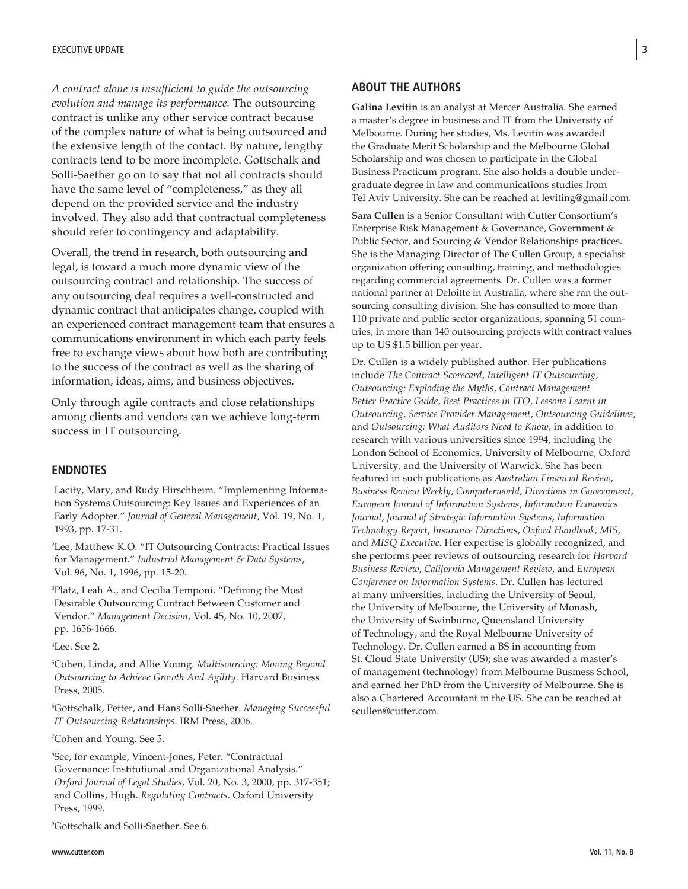*A contract alone is insufficient to guide the outsourcing evolution and manage its performance.* The outsourcing contract is unlike any other service contract because of the complex nature of what is being outsourced and the extensive length of the contact. By nature, lengthy contracts tend to be more incomplete. Gottschalk and Solli-Saether go on to say that not all contracts should have the same level of "completeness," as they all depend on the provided service and the industry involved. They also add that contractual completeness should refer to contingency and adaptability.

Overall, the trend in research, both outsourcing and legal, is toward a much more dynamic view of the outsourcing contract and relationship. The success of any outsourcing deal requires a well-constructed and dynamic contract that anticipates change, coupled with an experienced contract management team that ensures a communications environment in which each party feels free to exchange views about how both are contributing to the success of the contract as well as the sharing of information, ideas, aims, and business objectives.

Only through agile contracts and close relationships among clients and vendors can we achieve long-term success in IT outsourcing.

## ENDNOTES

[1]Lacity, Mary, and Rudy Hirschheim. "Implementing Information Systems Outsourcing: Key Issues and Experiences of an Early Adopter." *Journal of General Management*, Vol. 19, No. 1, 1993, pp. 17-31.

[2]Lee, Matthew K.O. "IT Outsourcing Contracts: Practical Issues for Management." *Industrial Management & Data Systems*, Vol. 96, No. 1, 1996, pp. 15-20.

[3]Platz, Leah A., and Cecilia Temponi. "Defining the Most Desirable Outsourcing Contract Between Customer and Vendor." *Management Decision*, Vol. 45, No. 10, 2007, pp. 1656-1666.

[4]Lee. See 2.

[5]Cohen, Linda, and Allie Young. *Multisourcing: Moving Beyond Outsourcing to Achieve Growth And Agility*. Harvard Business Press, 2005.

[6]Gottschalk, Petter, and Hans Solli-Saether. *Managing Successful IT Outsourcing Relationships*. IRM Press, 2006.

[7]Cohen and Young. See 5.

[8]See, for example, Vincent-Jones, Peter. "Contractual Governance: Institutional and Organizational Analysis." *Oxford Journal of Legal Studies*, Vol. 20, No. 3, 2000, pp. 317-351; and Collins, Hugh. *Regulating Contracts*. Oxford University Press, 1999.

[9]Gottschalk and Solli-Saether. See 6.

## ABOUT THE AUTHORS

**Galina Levitin** is an analyst at Mercer Australia. She earned a master's degree in business and IT from the University of Melbourne. During her studies, Ms. Levitin was awarded the Graduate Merit Scholarship and the Melbourne Global Scholarship and was chosen to participate in the Global Business Practicum program. She also holds a double undergraduate degree in law and communications studies from Tel Aviv University. She can be reached at leviting@gmail.com.

**Sara Cullen** is a Senior Consultant with Cutter Consortium's Enterprise Risk Management & Governance, Government & Public Sector, and Sourcing & Vendor Relationships practices. She is the Managing Director of The Cullen Group, a specialist organization offering consulting, training, and methodologies regarding commercial agreements. Dr. Cullen was a former national partner at Deloitte in Australia, where she ran the outsourcing consulting division. She has consulted to more than 110 private and public sector organizations, spanning 51 countries, in more than 140 outsourcing projects with contract values up to US $1.5 billion per year.

Dr. Cullen is a widely published author. Her publications include *The Contract Scorecard*, *Intelligent IT Outsourcing*, *Outsourcing: Exploding the Myths*, *Contract Management Better Practice Guide*, *Best Practices in ITO*, *Lessons Learnt in Outsourcing*, *Service Provider Management*, *Outsourcing Guidelines*, and *Outsourcing: What Auditors Need to Know*, in addition to research with various universities since 1994, including the London School of Economics, University of Melbourne, Oxford University, and the University of Warwick. She has been featured in such publications as *Australian Financial Review*, *Business Review Weekly*, *Computerworld*, *Directions in Government*, *European Journal of Information Systems*, *Information Economics Journal*, *Journal of Strategic Information Systems*, *Information Technology Report*, *Insurance Directions*, *Oxford Handbook*, *MIS*, and *MISQ Executive*. Her expertise is globally recognized, and she performs peer reviews of outsourcing research for *Harvard Business Review*, *California Management Review*, and *European Conference on Information Systems*. Dr. Cullen has lectured at many universities, including the University of Seoul, the University of Melbourne, the University of Monash, the University of Swinburne, Queensland University of Technology, and the Royal Melbourne University of Technology. Dr. Cullen earned a BS in accounting from St. Cloud State University (US); she was awarded a master's of management (technology) from Melbourne Business School, and earned her PhD from the University of Melbourne. She is also a Chartered Accountant in the US. She can be reached at scullen@cutter.com.